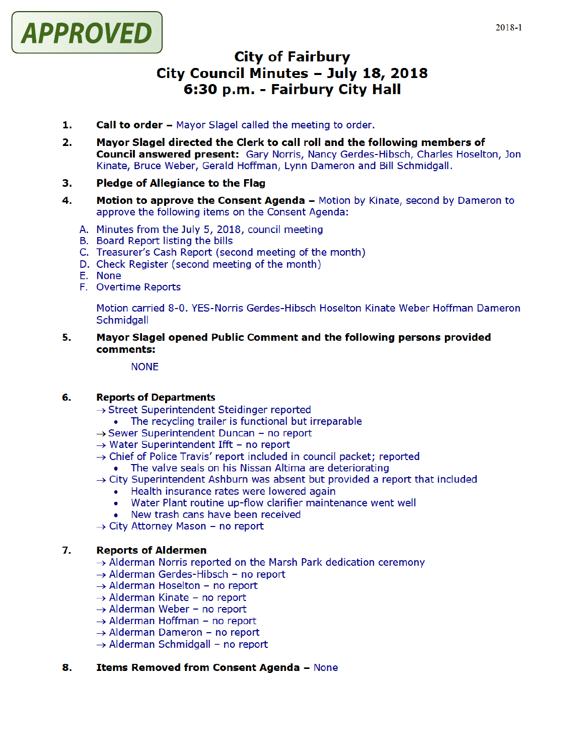APPROVED

2018-1

# City of Fairbury
# City Council Minutes – July 18, 2018
# 6:30 p.m. - Fairbury City Hall

1. **Call to order –** Mayor Slagel called the meeting to order.

2. **Mayor Slagel directed the Clerk to call roll and the following members of Council answered present:** Gary Norris, Nancy Gerdes-Hibsch, Charles Hoselton, Jon Kinate, Bruce Weber, Gerald Hoffman, Lynn Dameron and Bill Schmidgall.

3. **Pledge of Allegiance to the Flag**

4. **Motion to approve the Consent Agenda –** Motion by Kinate, second by Dameron to approve the following items on the Consent Agenda:

   A. Minutes from the July 5, 2018, council meeting
   B. Board Report listing the bills
   C. Treasurer's Cash Report (second meeting of the month)
   D. Check Register (second meeting of the month)
   E. None
   F. Overtime Reports

   Motion carried 8-0. YES-Norris Gerdes-Hibsch Hoselton Kinate Weber Hoffman Dameron Schmidgall

5. **Mayor Slagel opened Public Comment and the following persons provided comments:**

   NONE

6. **Reports of Departments**
   - → Street Superintendent Steidinger reported
     - The recycling trailer is functional but irreparable
   - → Sewer Superintendent Duncan – no report
   - → Water Superintendent Ifft – no report
   - → Chief of Police Travis' report included in council packet; reported
     - The valve seals on his Nissan Altima are deteriorating
   - → City Superintendent Ashburn was absent but provided a report that included
     - Health insurance rates were lowered again
     - Water Plant routine up-flow clarifier maintenance went well
     - New trash cans have been received
   - → City Attorney Mason – no report

7. **Reports of Aldermen**
   - → Alderman Norris reported on the Marsh Park dedication ceremony
   - → Alderman Gerdes-Hibsch – no report
   - → Alderman Hoselton – no report
   - → Alderman Kinate – no report
   - → Alderman Weber – no report
   - → Alderman Hoffman – no report
   - → Alderman Dameron – no report
   - → Alderman Schmidgall – no report

8. **Items Removed from Consent Agenda –** None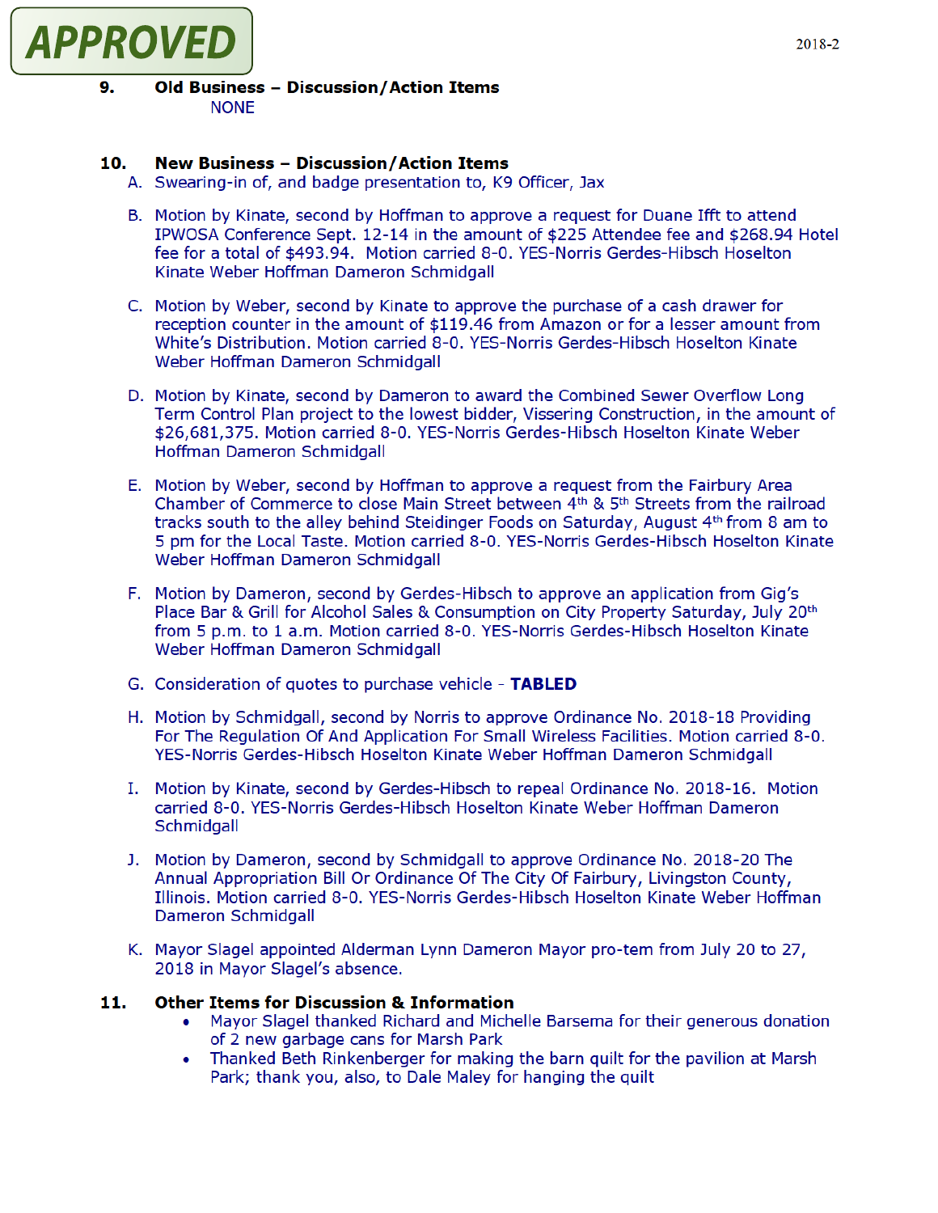APPROVED

## 9. Old Business – Discussion/Action Items

NONE

## 10. New Business – Discussion/Action Items

A. Swearing-in of, and badge presentation to, K9 Officer, Jax

B. Motion by Kinate, second by Hoffman to approve a request for Duane Ifft to attend IPWOSA Conference Sept. 12-14 in the amount of $225 Attendee fee and $268.94 Hotel fee for a total of $493.94. Motion carried 8-0. YES-Norris Gerdes-Hibsch Hoselton Kinate Weber Hoffman Dameron Schmidgall

C. Motion by Weber, second by Kinate to approve the purchase of a cash drawer for reception counter in the amount of $119.46 from Amazon or for a lesser amount from White's Distribution. Motion carried 8-0. YES-Norris Gerdes-Hibsch Hoselton Kinate Weber Hoffman Dameron Schmidgall

D. Motion by Kinate, second by Dameron to award the Combined Sewer Overflow Long Term Control Plan project to the lowest bidder, Vissering Construction, in the amount of $26,681,375. Motion carried 8-0. YES-Norris Gerdes-Hibsch Hoselton Kinate Weber Hoffman Dameron Schmidgall

E. Motion by Weber, second by Hoffman to approve a request from the Fairbury Area Chamber of Commerce to close Main Street between 4th & 5th Streets from the railroad tracks south to the alley behind Steidinger Foods on Saturday, August 4th from 8 am to 5 pm for the Local Taste. Motion carried 8-0. YES-Norris Gerdes-Hibsch Hoselton Kinate Weber Hoffman Dameron Schmidgall

F. Motion by Dameron, second by Gerdes-Hibsch to approve an application from Gig's Place Bar & Grill for Alcohol Sales & Consumption on City Property Saturday, July 20th from 5 p.m. to 1 a.m. Motion carried 8-0. YES-Norris Gerdes-Hibsch Hoselton Kinate Weber Hoffman Dameron Schmidgall

G. Consideration of quotes to purchase vehicle - **TABLED**

H. Motion by Schmidgall, second by Norris to approve Ordinance No. 2018-18 Providing For The Regulation Of And Application For Small Wireless Facilities. Motion carried 8-0. YES-Norris Gerdes-Hibsch Hoselton Kinate Weber Hoffman Dameron Schmidgall

I. Motion by Kinate, second by Gerdes-Hibsch to repeal Ordinance No. 2018-16. Motion carried 8-0. YES-Norris Gerdes-Hibsch Hoselton Kinate Weber Hoffman Dameron Schmidgall

J. Motion by Dameron, second by Schmidgall to approve Ordinance No. 2018-20 The Annual Appropriation Bill Or Ordinance Of The City Of Fairbury, Livingston County, Illinois. Motion carried 8-0. YES-Norris Gerdes-Hibsch Hoselton Kinate Weber Hoffman Dameron Schmidgall

K. Mayor Slagel appointed Alderman Lynn Dameron Mayor pro-tem from July 20 to 27, 2018 in Mayor Slagel's absence.

## 11. Other Items for Discussion & Information

- Mayor Slagel thanked Richard and Michelle Barsema for their generous donation of 2 new garbage cans for Marsh Park
- Thanked Beth Rinkenberger for making the barn quilt for the pavilion at Marsh Park; thank you, also, to Dale Maley for hanging the quilt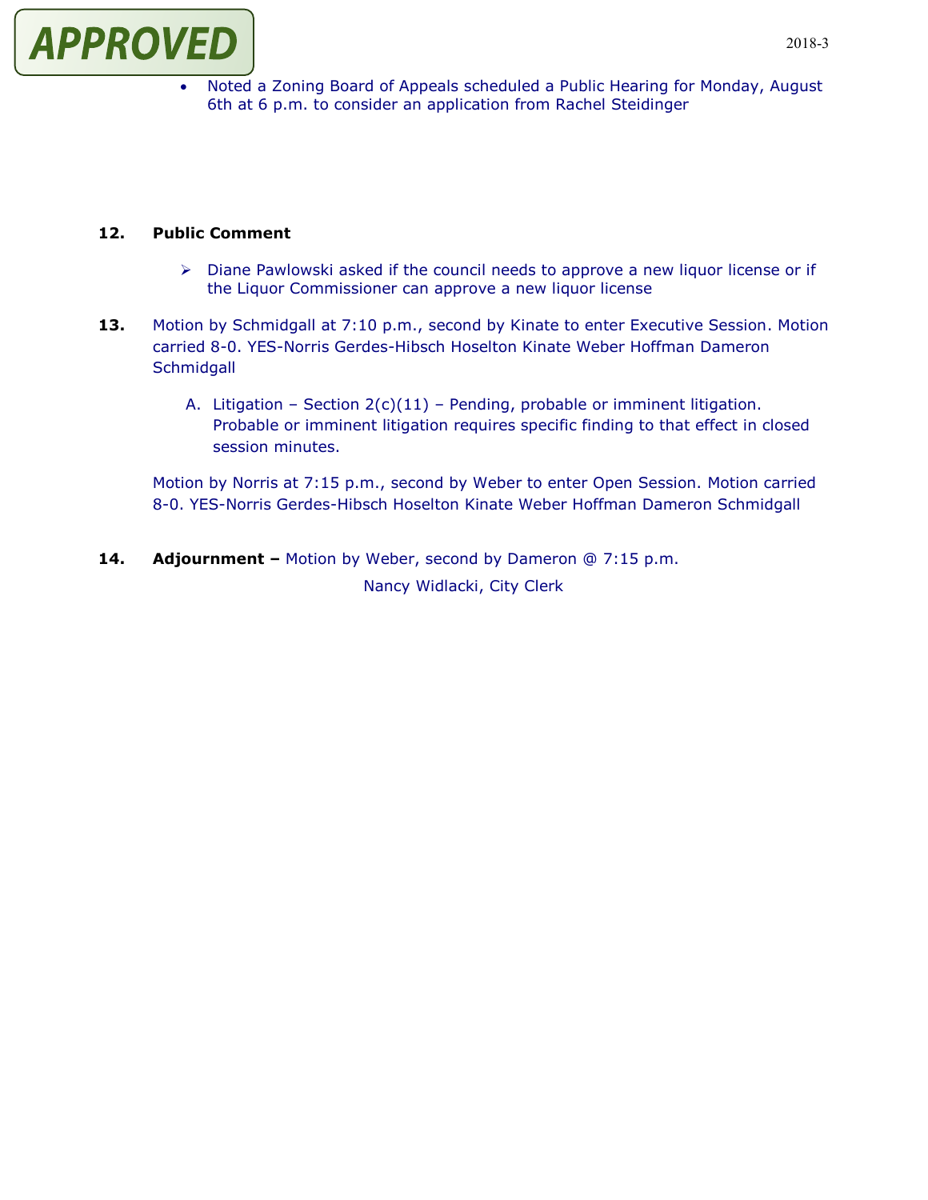**APPROVED**

- Noted a Zoning Board of Appeals scheduled a Public Hearing for Monday, August 6th at 6 p.m. to consider an application from Rachel Steidinger

**12. Public Comment**

- Diane Pawlowski asked if the council needs to approve a new liquor license or if the Liquor Commissioner can approve a new liquor license

**13.** Motion by Schmidgall at 7:10 p.m., second by Kinate to enter Executive Session. Motion carried 8-0. YES-Norris Gerdes-Hibsch Hoselton Kinate Weber Hoffman Dameron Schmidgall

A. Litigation – Section 2(c)(11) – Pending, probable or imminent litigation. Probable or imminent litigation requires specific finding to that effect in closed session minutes.

Motion by Norris at 7:15 p.m., second by Weber to enter Open Session. Motion carried 8-0. YES-Norris Gerdes-Hibsch Hoselton Kinate Weber Hoffman Dameron Schmidgall

**14. Adjournment –** Motion by Weber, second by Dameron @ 7:15 p.m.

Nancy Widlacki, City Clerk